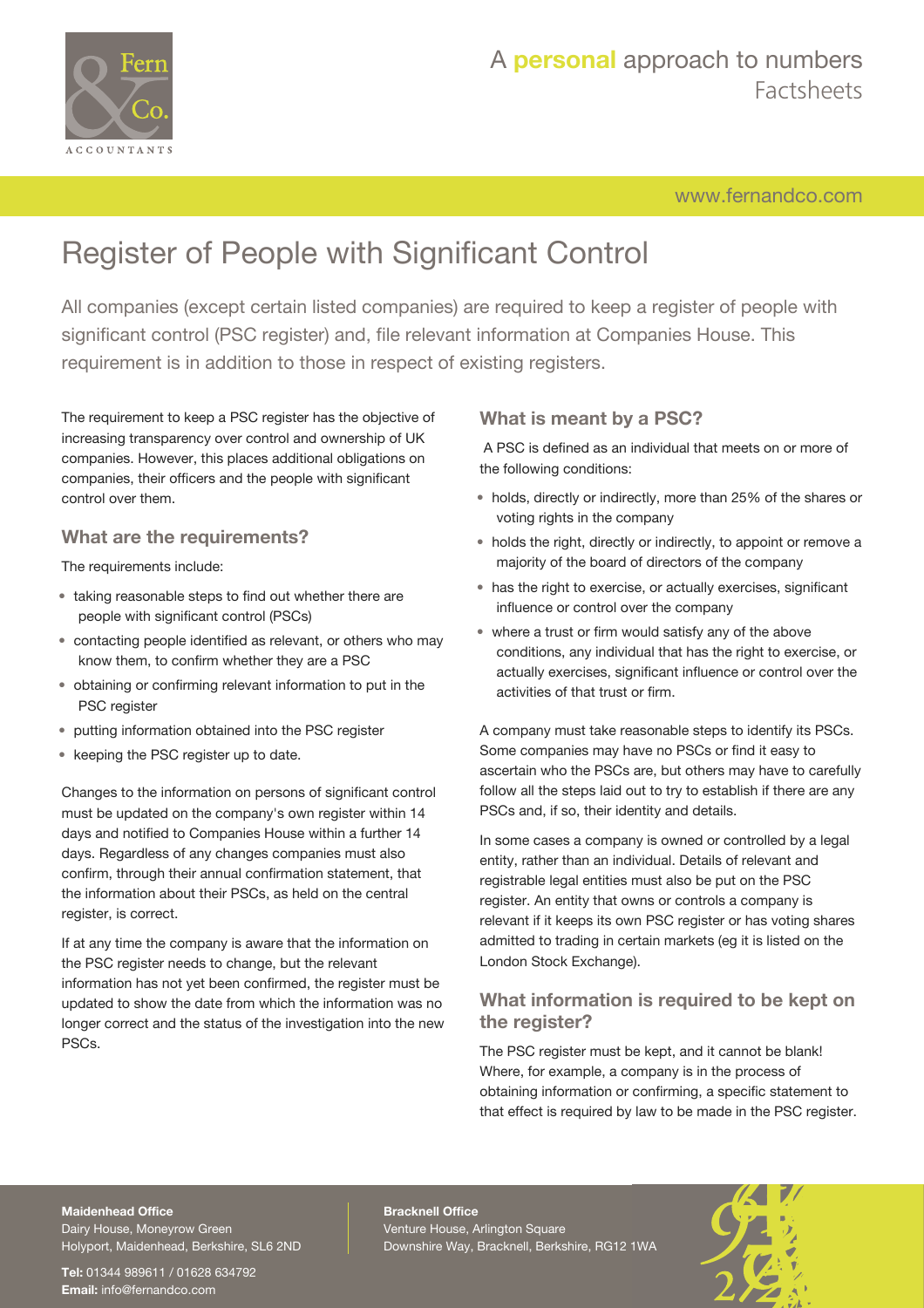# Register of People with Significant Control

All companies (except certain listed companies) are required to keep a register of people with significant control (PSC register) and, file relevant information at Companies House. This requirement is in addition to those in respect of existing registers.

The requirement to keep a PSC register has the objective of increasing transparency over control and ownership of UK companies. However, this places additional obligations on companies, their officers and the people with significant control over them.

## What are the requirements?

The requirements include:

- taking reasonable steps to find out whether there are people with significant control (PSCs)
- contacting people identified as relevant, or others who may know them, to confirm whether they are a PSC
- obtaining or confirming relevant information to put in the PSC register
- putting information obtained into the PSC register
- keeping the PSC register up to date.

Changes to the information on persons of significant control must be updated on the company's own register within 14 days and notified to Companies House within a further 14 days. Regardless of any changes companies must also confirm, through their annual confirmation statement, that the information about their PSCs, as held on the central register, is correct.

If at any time the company is aware that the information on the PSC register needs to change, but the relevant information has not yet been confirmed, the register must be updated to show the date from which the information was no longer correct and the status of the investigation into the new PSCs.

## What is meant by a PSC?

A PSC is defined as an individual that meets on or more of the following conditions:

- holds, directly or indirectly, more than 25% of the shares or voting rights in the company
- holds the right, directly or indirectly, to appoint or remove a majority of the board of directors of the company
- has the right to exercise, or actually exercises, significant influence or control over the company
- where a trust or firm would satisfy any of the above conditions, any individual that has the right to exercise, or actually exercises, significant influence or control over the activities of that trust or firm.

A company must take reasonable steps to identify its PSCs. Some companies may have no PSCs or find it easy to ascertain who the PSCs are, but others may have to carefully follow all the steps laid out to try to establish if there are any PSCs and, if so, their identity and details.

In some cases a company is owned or controlled by a legal entity, rather than an individual. Details of relevant and registrable legal entities must also be put on the PSC register. An entity that owns or controls a company is relevant if it keeps its own PSC register or has voting shares admitted to trading in certain markets (eg it is listed on the London Stock Exchange).

## What information is required to be kept on the register?

The PSC register must be kept, and it cannot be blank! Where, for example, a company is in the process of obtaining information or confirming, a specific statement to that effect is required by law to be made in the PSC register.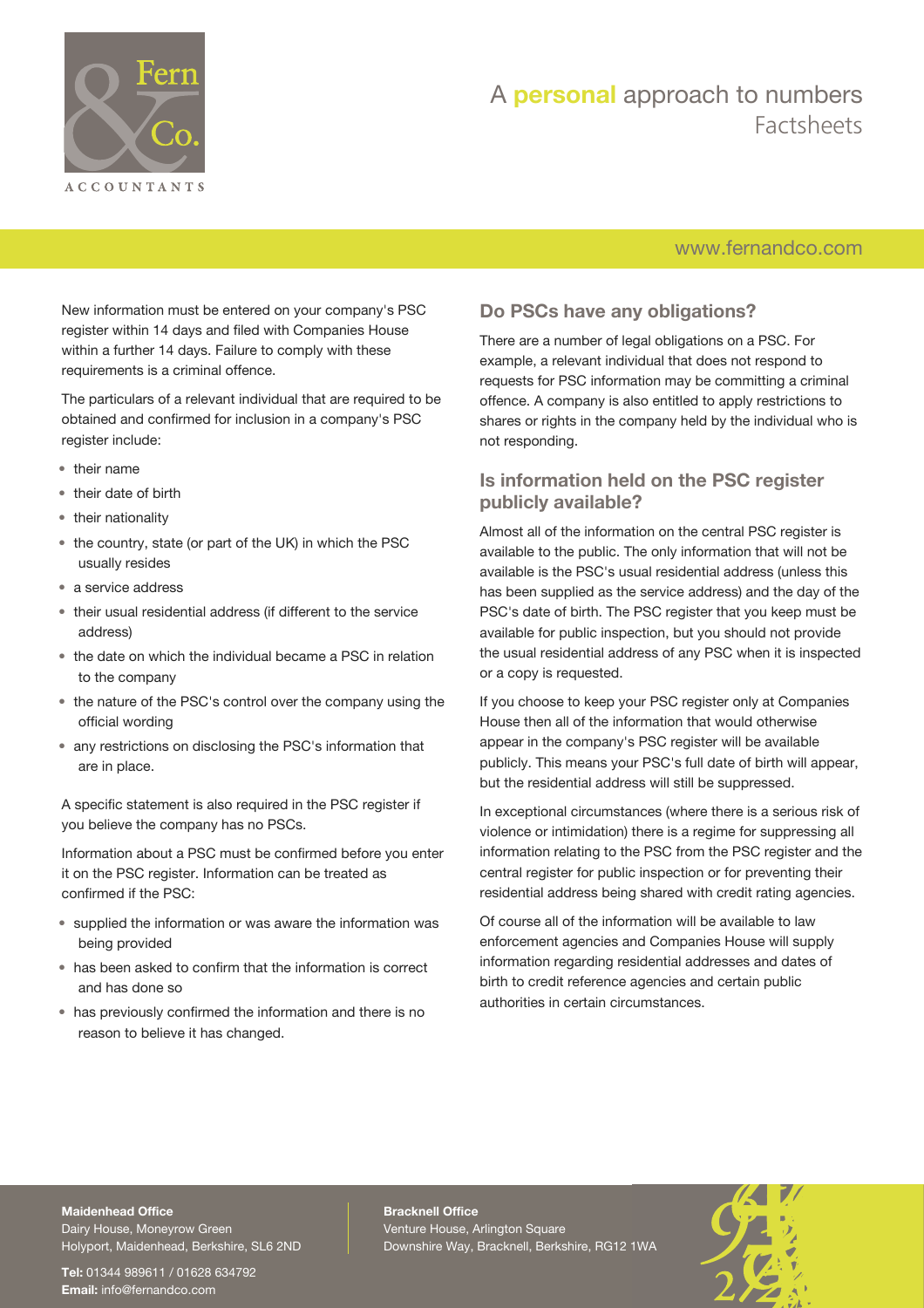New information must be entered on your company's PSC register within 14 days and filed with Companies House within a further 14 days. Failure to comply with these requirements is a criminal offence.

The particulars of a relevant individual that are required to be obtained and confirmed for inclusion in a company's PSC register include:

- their name
- their date of birth
- their nationality
- the country, state (or part of the UK) in which the PSC usually resides
- a service address
- their usual residential address (if different to the service address)
- the date on which the individual became a PSC in relation to the company
- the nature of the PSC's control over the company using the official wording
- any restrictions on disclosing the PSC's information that are in place.

A specific statement is also required in the PSC register if you believe the company has no PSCs.

Information about a PSC must be confirmed before you enter it on the PSC register. Information can be treated as confirmed if the PSC:

- supplied the information or was aware the information was being provided
- has been asked to confirm that the information is correct and has done so
- has previously confirmed the information and there is no reason to believe it has changed.

## Do PSCs have any obligations?

There are a number of legal obligations on a PSC. For example, a relevant individual that does not respond to requests for PSC information may be committing a criminal offence. A company is also entitled to apply restrictions to shares or rights in the company held by the individual who is not responding.

## Is information held on the PSC register publicly available?

Almost all of the information on the central PSC register is available to the public. The only information that will not be available is the PSC's usual residential address (unless this has been supplied as the service address) and the day of the PSC's date of birth. The PSC register that you keep must be available for public inspection, but you should not provide the usual residential address of any PSC when it is inspected or a copy is requested.

If you choose to keep your PSC register only at Companies House then all of the information that would otherwise appear in the company's PSC register will be available publicly. This means your PSC's full date of birth will appear, but the residential address will still be suppressed.

In exceptional circumstances (where there is a serious risk of violence or intimidation) there is a regime for suppressing all information relating to the PSC from the PSC register and the central register for public inspection or for preventing their residential address being shared with credit rating agencies.

Of course all of the information will be available to law enforcement agencies and Companies House will supply information regarding residential addresses and dates of birth to credit reference agencies and certain public authorities in certain circumstances.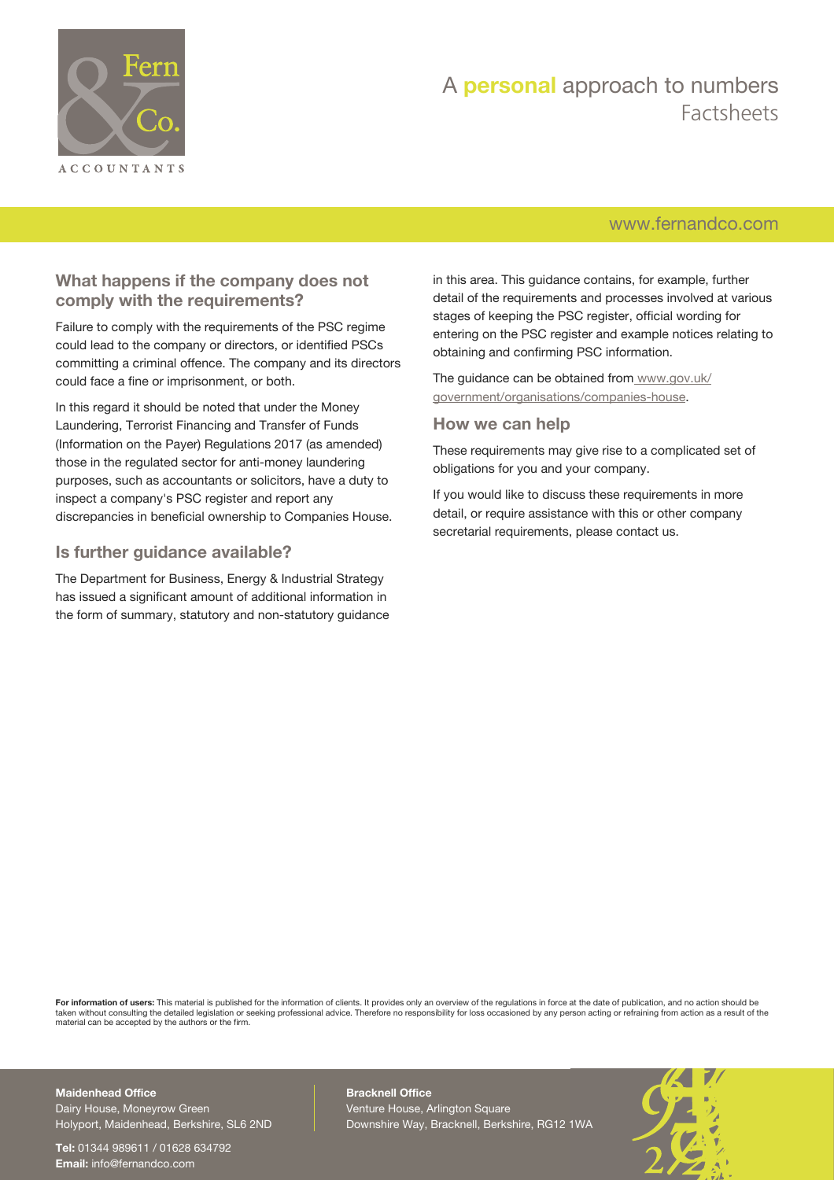## What happens if the company does not comply with the requirements?

Failure to comply with the requirements of the PSC regime could lead to the company or directors, or identified PSCs committing a criminal offence. The company and its directors could face a fine or imprisonment, or both.

In this regard it should be noted that under the Money Laundering, Terrorist Financing and Transfer of Funds (Information on the Payer) Regulations 2017 (as amended) those in the regulated sector for anti-money laundering purposes, such as accountants or solicitors, have a duty to inspect a company's PSC register and report any discrepancies in beneficial ownership to Companies House.

## Is further guidance available?

The Department for Business, Energy & Industrial Strategy has issued a significant amount of additional information in the form of summary, statutory and non-statutory guidance in this area. This guidance contains, for example, further detail of the requirements and processes involved at various stages of keeping the PSC register, official wording for entering on the PSC register and example notices relating to obtaining and confirming PSC information.

The guidance can be obtained from www.gov.uk/government/organisations/companies-house.

## How we can help

These requirements may give rise to a complicated set of obligations for you and your company.

If you would like to discuss these requirements in more detail, or require assistance with this or other company secretarial requirements, please contact us.

**For information of users:** This material is published for the information of clients. It provides only an overview of the regulations in force at the date of publication, and no action should be taken without consulting the detailed legislation or seeking professional advice. Therefore no responsibility for loss occasioned by any person acting or refraining from action as a result of the material can be accepted by the authors or the firm.